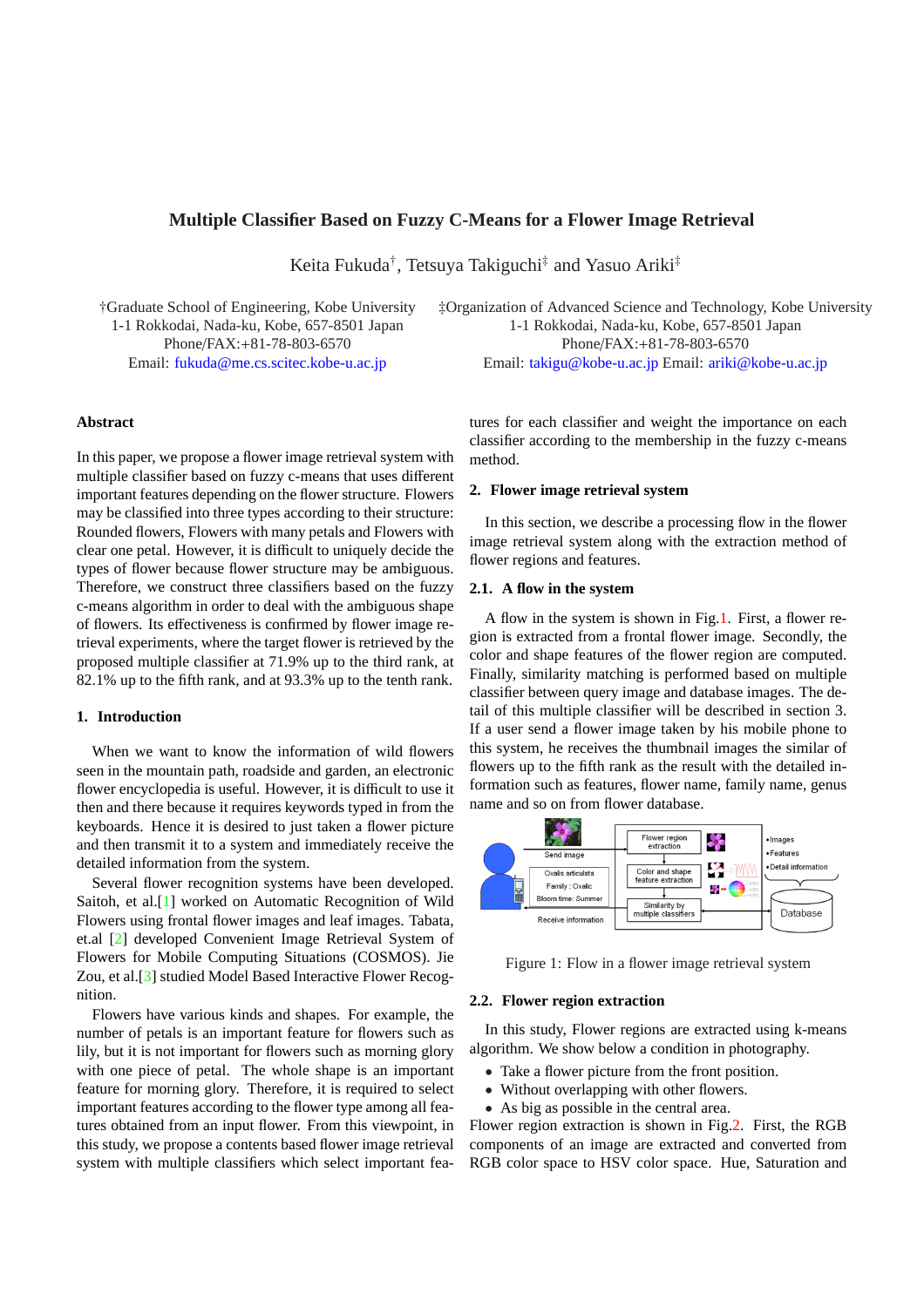# Multiple Classifier Based on Fuzzy C-Means for a Flower Image Retrieval

Keita Fukuda†, Tetsuya Takiguchi‡ and Yasuo Ariki‡

†Graduate School of Engineering, Kobe University
1-1 Rokkodai, Nada-ku, Kobe, 657-8501 Japan
Phone/FAX:+81-78-803-6570
Email: fukuda@me.cs.scitec.kobe-u.ac.jp

‡Organization of Advanced Science and Technology, Kobe University
1-1 Rokkodai, Nada-ku, Kobe, 657-8501 Japan
Phone/FAX:+81-78-803-6570
Email: takigu@kobe-u.ac.jp Email: ariki@kobe-u.ac.jp

## Abstract

In this paper, we propose a flower image retrieval system with multiple classifier based on fuzzy c-means that uses different important features depending on the flower structure. Flowers may be classified into three types according to their structure: Rounded flowers, Flowers with many petals and Flowers with clear one petal. However, it is difficult to uniquely decide the types of flower because flower structure may be ambiguous. Therefore, we construct three classifiers based on the fuzzy c-means algorithm in order to deal with the ambiguous shape of flowers. Its effectiveness is confirmed by flower image retrieval experiments, where the target flower is retrieved by the proposed multiple classifier at 71.9% up to the third rank, at 82.1% up to the fifth rank, and at 93.3% up to the tenth rank.

## 1. Introduction

When we want to know the information of wild flowers seen in the mountain path, roadside and garden, an electronic flower encyclopedia is useful. However, it is difficult to use it then and there because it requires keywords typed in from the keyboards. Hence it is desired to just taken a flower picture and then transmit it to a system and immediately receive the detailed information from the system.

Several flower recognition systems have been developed. Saitoh, et al.[1] worked on Automatic Recognition of Wild Flowers using frontal flower images and leaf images. Tabata, et.al [2] developed Convenient Image Retrieval System of Flowers for Mobile Computing Situations (COSMOS). Jie Zou, et al.[3] studied Model Based Interactive Flower Recognition.

Flowers have various kinds and shapes. For example, the number of petals is an important feature for flowers such as lily, but it is not important for flowers such as morning glory with one piece of petal. The whole shape is an important feature for morning glory. Therefore, it is required to select important features according to the flower type among all features obtained from an input flower. From this viewpoint, in this study, we propose a contents based flower image retrieval system with multiple classifiers which select important features for each classifier and weight the importance on each classifier according to the membership in the fuzzy c-means method.

## 2. Flower image retrieval system

In this section, we describe a processing flow in the flower image retrieval system along with the extraction method of flower regions and features.

### 2.1. A flow in the system

A flow in the system is shown in Fig.1. First, a flower region is extracted from a frontal flower image. Secondly, the color and shape features of the flower region are computed. Finally, similarity matching is performed based on multiple classifier between query image and database images. The detail of this multiple classifier will be described in section 3. If a user send a flower image taken by his mobile phone to this system, he receives the thumbnail images the similar of flowers up to the fifth rank as the result with the detailed information such as features, flower name, family name, genus name and so on from flower database.

Figure 1: Flow in a flower image retrieval system

### 2.2. Flower region extraction

In this study, Flower regions are extracted using k-means algorithm. We show below a condition in photography.

- Take a flower picture from the front position.
- Without overlapping with other flowers.
- As big as possible in the central area.

Flower region extraction is shown in Fig.2. First, the RGB components of an image are extracted and converted from RGB color space to HSV color space. Hue, Saturation and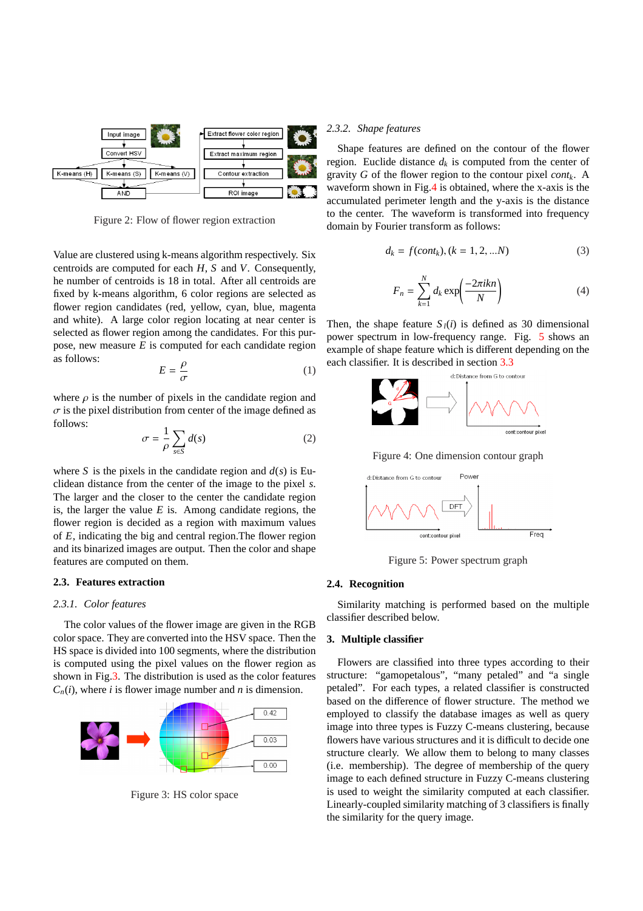Figure 2: Flow of flower region extraction

Value are clustered using k-means algorithm respectively. Six centroids are computed for each $H$, $S$ and $V$. Consequently, he number of centroids is 18 in total. After all centroids are fixed by k-means algorithm, 6 color regions are selected as flower region candidates (red, yellow, cyan, blue, magenta and white). A large color region locating at near center is selected as flower region among the candidates. For this purpose, new measure $E$ is computed for each candidate region as follows:

$$E = \frac{\rho}{\sigma} \tag{1}$$

where $\rho$ is the number of pixels in the candidate region and $\sigma$ is the pixel distribution from center of the image defined as follows:

$$\sigma = \frac{1}{\rho} \sum_{s \in S} d(s) \tag{2}$$

where $S$ is the pixels in the candidate region and $d(s)$ is Euclidean distance from the center of the image to the pixel $s$. The larger and the closer to the center the candidate region is, the larger the value $E$ is. Among candidate regions, the flower region is decided as a region with maximum values of $E$, indicating the big and central region.The flower region and its binarized images are output. Then the color and shape features are computed on them.

### 2.3. Features extraction

#### *2.3.1. Color features*

The color values of the flower image are given in the RGB color space. They are converted into the HSV space. Then the HS space is divided into 100 segments, where the distribution is computed using the pixel values on the flower region as shown in Fig.3. The distribution is used as the color features $C_n(i)$, where $i$ is flower image number and $n$ is dimension.

Figure 3: HS color space

#### *2.3.2. Shape features*

Shape features are defined on the contour of the flower region. Euclide distance $d_k$ is computed from the center of gravity $G$ of the flower region to the contour pixel $cont_k$. A waveform shown in Fig.4 is obtained, where the x-axis is the accumulated perimeter length and the y-axis is the distance to the center. The waveform is transformed into frequency domain by Fourier transform as follows:

$$d_k = f(cont_k), (k = 1, 2, ...N) \tag{3}$$

$$F_n = \sum_{k=1}^{N} d_k \exp\left(\frac{-2\pi ikn}{N}\right) \tag{4}$$

Then, the shape feature $S_l(i)$ is defined as 30 dimensional power spectrum in low-frequency range. Fig. 5 shows an example of shape feature which is different depending on the each classifier. It is described in section 3.3

Figure 4: One dimension contour graph

Figure 5: Power spectrum graph

### 2.4. Recognition

Similarity matching is performed based on the multiple classifier described below.

## 3. Multiple classifier

Flowers are classified into three types according to their structure: "gamopetalous", "many petaled" and "a single petaled". For each types, a related classifier is constructed based on the difference of flower structure. The method we employed to classify the database images as well as query image into three types is Fuzzy C-means clustering, because flowers have various structures and it is difficult to decide one structure clearly. We allow them to belong to many classes (i.e. membership). The degree of membership of the query image to each defined structure in Fuzzy C-means clustering is used to weight the similarity computed at each classifier. Linearly-coupled similarity matching of 3 classifiers is finally the similarity for the query image.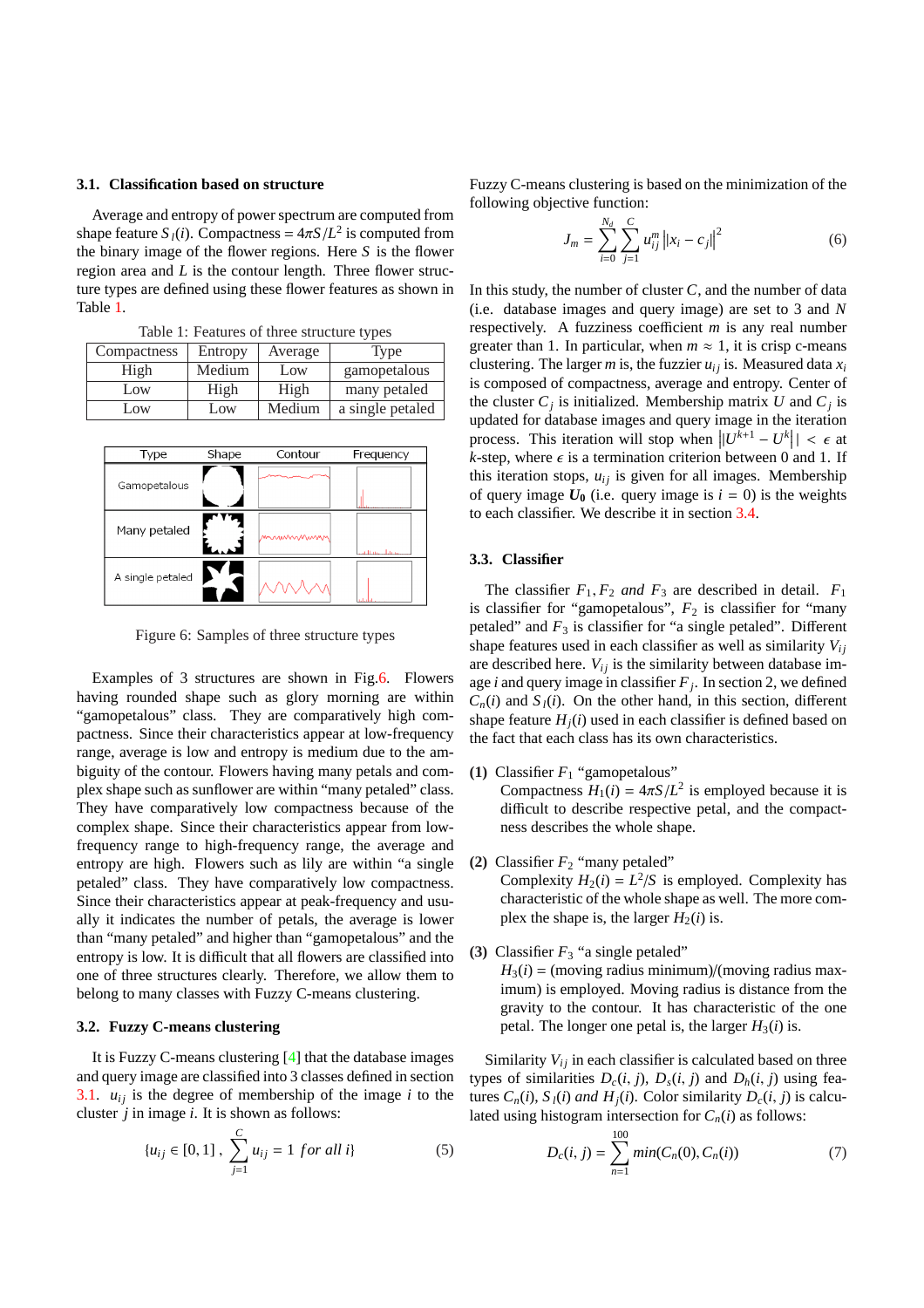### 3.1. Classification based on structure

Average and entropy of power spectrum are computed from shape feature $S_I(i)$. Compactness = $4\pi S/L^2$ is computed from the binary image of the flower regions. Here $S$ is the flower region area and $L$ is the contour length. Three flower structure types are defined using these flower features as shown in Table 1.

Table 1: Features of three structure types

| Compactness | Entropy | Average | Type |
|---|---|---|---|
| High | Medium | Low | gamopetalous |
| Low | High | High | many petaled |
| Low | Low | Medium | a single petaled |

| Type | Shape | Contour | Frequency |
|---|---|---|---|
| Gamopetalous | | | |
| Many petaled | | | |
| A single petaled | | | |

Figure 6: Samples of three structure types

Examples of 3 structures are shown in Fig.6. Flowers having rounded shape such as glory morning are within "gamopetalous" class. They are comparatively high compactness. Since their characteristics appear at low-frequency range, average is low and entropy is medium due to the ambiguity of the contour. Flowers having many petals and complex shape such as sunflower are within "many petaled" class. They have comparatively low compactness because of the complex shape. Since their characteristics appear from low-frequency range to high-frequency range, the average and entropy are high. Flowers such as lily are within "a single petaled" class. They have comparatively low compactness. Since their characteristics appear at peak-frequency and usually it indicates the number of petals, the average is lower than "many petaled" and higher than "gamopetalous" and the entropy is low. It is difficult that all flowers are classified into one of three structures clearly. Therefore, we allow them to belong to many classes with Fuzzy C-means clustering.

### 3.2. Fuzzy C-means clustering

It is Fuzzy C-means clustering [4] that the database images and query image are classified into 3 classes defined in section 3.1. $u_{ij}$ is the degree of membership of the image $i$ to the cluster $j$ in image $i$. It is shown as follows:

$$\{u_{ij} \in [0, 1] \, , \, \sum_{j=1}^{C} u_{ij} = 1 \; for \; all \; i\} \tag{5}$$

Fuzzy C-means clustering is based on the minimization of the following objective function:

$$J_m = \sum_{i=0}^{N_d} \sum_{j=1}^{C} u_{ij}^m \left\| x_i - c_j \right\|^2 \tag{6}$$

In this study, the number of cluster $C$, and the number of data (i.e. database images and query image) are set to 3 and $N$ respectively. A fuzziness coefficient $m$ is any real number greater than 1. In particular, when $m \approx 1$, it is crisp c-means clustering. The larger $m$ is, the fuzzier $u_{ij}$ is. Measured data $x_i$ is composed of compactness, average and entropy. Center of the cluster $C_j$ is initialized. Membership matrix $U$ and $C_j$ is updated for database images and query image in the iteration process. This iteration will stop when $\left\| U^{k+1} - U^k \right\| < \epsilon$ at $k$-step, where $\epsilon$ is a termination criterion between 0 and 1. If this iteration stops, $u_{ij}$ is given for all images. Membership of query image $\boldsymbol{U_0}$ (i.e. query image is $i = 0$) is the weights to each classifier. We describe it in section 3.4.

### 3.3. Classifier

The classifier $F_1, F_2$ *and* $F_3$ are described in detail. $F_1$ is classifier for "gamopetalous", $F_2$ is classifier for "many petaled" and $F_3$ is classifier for "a single petaled". Different shape features used in each classifier as well as similarity $V_{ij}$ are described here. $V_{ij}$ is the similarity between database image $i$ and query image in classifier $F_j$. In section 2, we defined $C_n(i)$ and $S_I(i)$. On the other hand, in this section, different shape feature $H_j(i)$ used in each classifier is defined based on the fact that each class has its own characteristics.

**(1)** Classifier $F_1$ "gamopetalous"
Compactness $H_1(i) = 4\pi S/L^2$ is employed because it is difficult to describe respective petal, and the compactness describes the whole shape.

**(2)** Classifier $F_2$ "many petaled"
Complexity $H_2(i) = L^2/S$ is employed. Complexity has characteristic of the whole shape as well. The more complex the shape is, the larger $H_2(i)$ is.

**(3)** Classifier $F_3$ "a single petaled"
$H_3(i)$ = (moving radius minimum)/(moving radius maximum) is employed. Moving radius is distance from the gravity to the contour. It has characteristic of the one petal. The longer one petal is, the larger $H_3(i)$ is.

Similarity $V_{ij}$ in each classifier is calculated based on three types of similarities $D_c(i, j)$, $D_s(i, j)$ and $D_h(i, j)$ using features $C_n(i)$, $S_I(i)$ *and* $H_j(i)$. Color similarity $D_c(i, j)$ is calculated using histogram intersection for $C_n(i)$ as follows:

$$D_c(i, j) = \sum_{n=1}^{100} min(C_n(0), C_n(i)) \tag{7}$$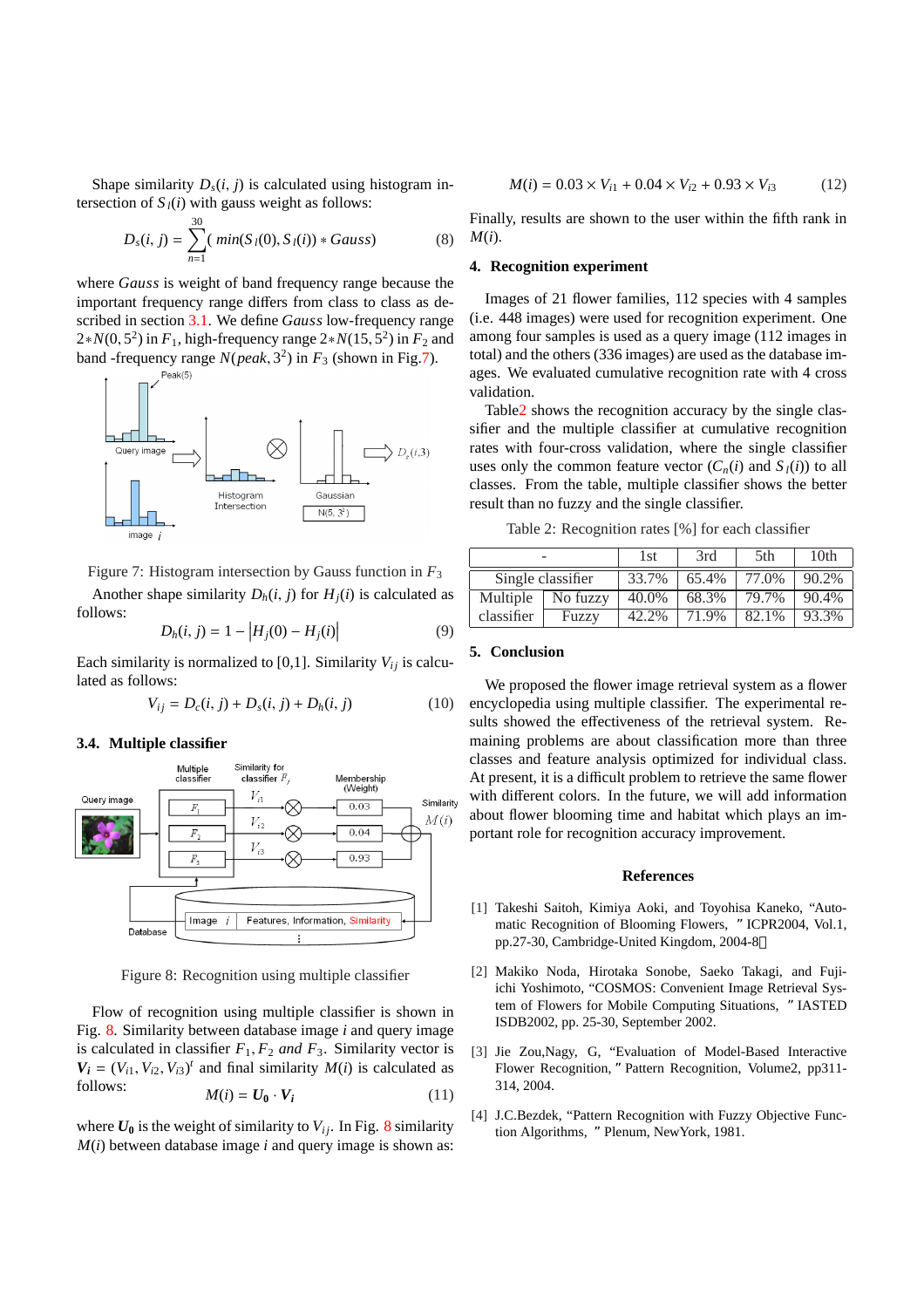Shape similarity $D_s(i, j)$ is calculated using histogram intersection of $S_l(i)$ with gauss weight as follows:

$$D_s(i, j) = \sum_{n=1}^{30}( min(S_l(0), S_l(i)) * Gauss) \quad (8)$$

where *Gauss* is weight of band frequency range because the important frequency range differs from class to class as described in section 3.1. We define *Gauss* low-frequency range $2*N(0, 5^2)$ in $F_1$, high-frequency range $2*N(15, 5^2)$ in $F_2$ and band -frequency range $N(peak, 3^2)$ in $F_3$ (shown in Fig.7).

Peak(5)

Query image

image $j$

Histogram Intersection

Gaussian

N(5, 3²)

$D_s(i,3)$

Figure 7: Histogram intersection by Gauss function in $F_3$

Another shape similarity $D_h(i, j)$ for $H_j(i)$ is calculated as follows:

$$D_h(i, j) = 1 - \left|H_j(0) - H_j(i)\right| \quad (9)$$

Each similarity is normalized to [0,1]. Similarity $V_{ij}$ is calculated as follows:

$$V_{ij} = D_c(i, j) + D_s(i, j) + D_h(i, j) \quad (10)$$

### 3.4. Multiple classifier

Query image

Multiple classifier

Similarity for classifier $F_j$

Membership (Weight)

Similarity

$F_1$ $F_2$ $F_3$

$V_{i1}$ $V_{i2}$ $V_{i3}$

0.03 0.04 0.93

$M(i)$

Database

Image $i$ | Features, Information, Similarity

Figure 8: Recognition using multiple classifier

Flow of recognition using multiple classifier is shown in Fig. 8. Similarity between database image $i$ and query image is calculated in classifier $F_1, F_2$ *and* $F_3$. Similarity vector is $\boldsymbol{V_i} = (V_{i1}, V_{i2}, V_{i3})^t$ and final similarity $M(i)$ is calculated as follows:

$$M(i) = \boldsymbol{U_0} \cdot \boldsymbol{V_i} \quad (11)$$

where $\boldsymbol{U_0}$ is the weight of similarity to $V_{ij}$. In Fig. 8 similarity $M(i)$ between database image $i$ and query image is shown as:

$$M(i) = 0.03 \times V_{i1} + 0.04 \times V_{i2} + 0.93 \times V_{i3} \quad (12)$$

Finally, results are shown to the user within the fifth rank in $M(i)$.

## 4. Recognition experiment

Images of 21 flower families, 112 species with 4 samples (i.e. 448 images) were used for recognition experiment. One among four samples is used as a query image (112 images in total) and the others (336 images) are used as the database images. We evaluated cumulative recognition rate with 4 cross validation.

Table2 shows the recognition accuracy by the single classifier and the multiple classifier at cumulative recognition rates with four-cross validation, where the single classifier uses only the common feature vector ($C_n(i)$ and $S_l(i)$) to all classes. From the table, multiple classifier shows the better result than no fuzzy and the single classifier.

Table 2: Recognition rates [%] for each classifier

| - | | 1st | 3rd | 5th | 10th |
|---|---|---|---|---|---|
| Single classifier | | 33.7% | 65.4% | 77.0% | 90.2% |
| Multiple classifier | No fuzzy | 40.0% | 68.3% | 79.7% | 90.4% |
| | Fuzzy | 42.2% | 71.9% | 82.1% | 93.3% |

## 5. Conclusion

We proposed the flower image retrieval system as a flower encyclopedia using multiple classifier. The experimental results showed the effectiveness of the retrieval system. Remaining problems are about classification more than three classes and feature analysis optimized for individual class. At present, it is a difficult problem to retrieve the same flower with different colors. In the future, we will add information about flower blooming time and habitat which plays an important role for recognition accuracy improvement.

## References

[1] Takeshi Saitoh, Kimiya Aoki, and Toyohisa Kaneko, "Automatic Recognition of Blooming Flowers, " ICPR2004, Vol.1, pp.27-30, Cambridge-United Kingdom, 2004-8

[2] Makiko Noda, Hirotaka Sonobe, Saeko Takagi, and Fujiichi Yoshimoto, "COSMOS: Convenient Image Retrieval System of Flowers for Mobile Computing Situations, " IASTED ISDB2002, pp. 25-30, September 2002.

[3] Jie Zou,Nagy, G, "Evaluation of Model-Based Interactive Flower Recognition, " Pattern Recognition, Volume2, pp311-314, 2004.

[4] J.C.Bezdek, "Pattern Recognition with Fuzzy Objective Function Algorithms, " Plenum, NewYork, 1981.